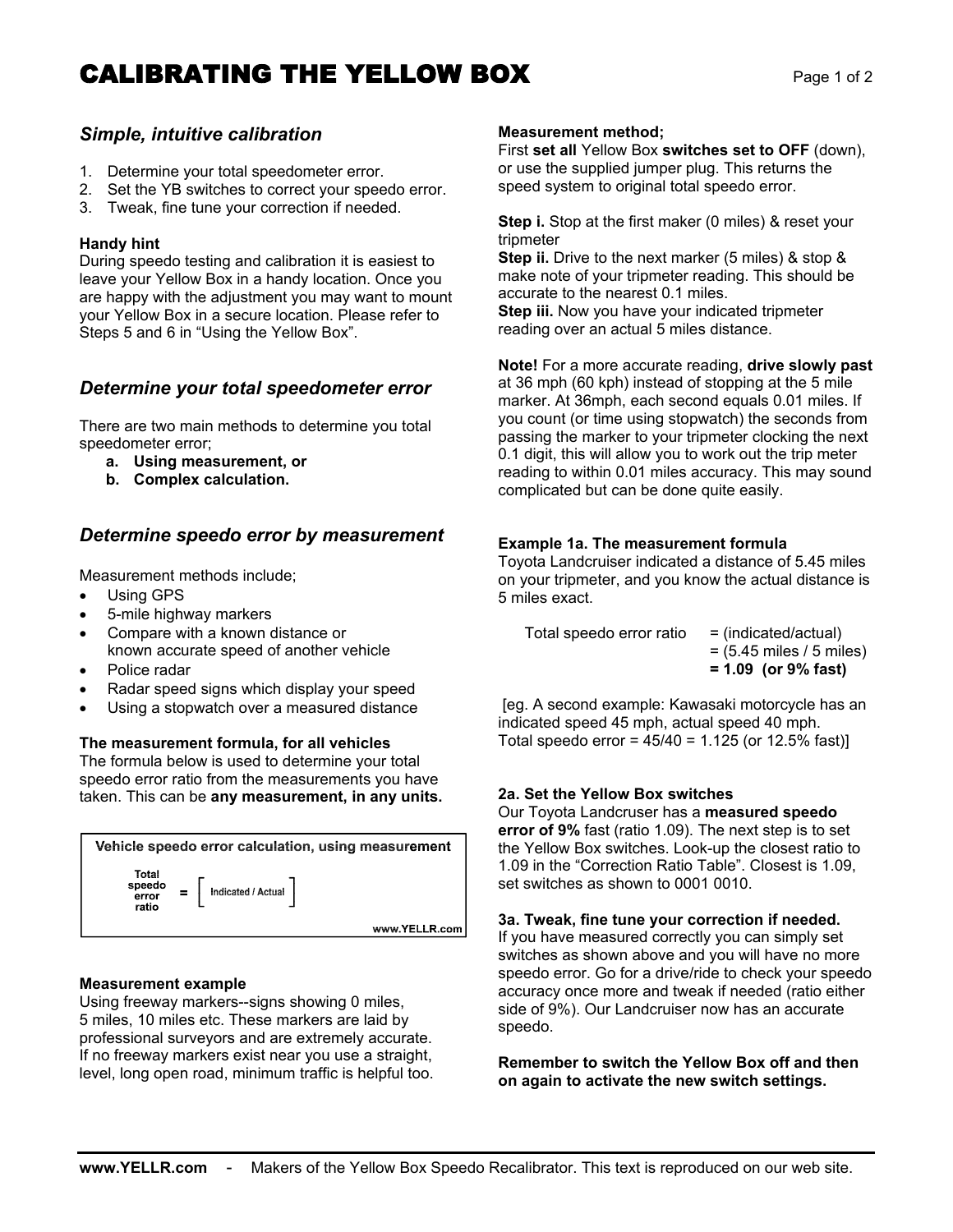# CALIBRATING THE YELLOW BOX

## *Simple, intuitive calibration*

1. Determine your total speedometer error.
2. Set the YB switches to correct your speedo error.
3. Tweak, fine tune your correction if needed.

**Handy hint**
During speedo testing and calibration it is easiest to leave your Yellow Box in a handy location. Once you are happy with the adjustment you may want to mount your Yellow Box in a secure location. Please refer to Steps 5 and 6 in "Using the Yellow Box".

## *Determine your total speedometer error*

There are two main methods to determine you total speedometer error;

- a. **Using measurement, or**
- b. **Complex calculation.**

## *Determine speedo error by measurement*

Measurement methods include;

- Using GPS
- 5-mile highway markers
- Compare with a known distance or known accurate speed of another vehicle
- Police radar
- Radar speed signs which display your speed
- Using a stopwatch over a measured distance

**The measurement formula, for all vehicles**
The formula below is used to determine your total speedo error ratio from the measurements you have taken. This can be **any measurement, in any units.**

**Vehicle speedo error calculation, using measurement**

$$\text{Total speedo error ratio} = \left[ \text{Indicated / Actual} \right]$$

www.YELLR.com

**Measurement example**
Using freeway markers--signs showing 0 miles, 5 miles, 10 miles etc. These markers are laid by professional surveyors and are extremely accurate. If no freeway markers exist near you use a straight, level, long open road, minimum traffic is helpful too.

**Measurement method;**
First **set all** Yellow Box **switches set to OFF** (down), or use the supplied jumper plug. This returns the speed system to original total speedo error.

**Step i.** Stop at the first maker (0 miles) & reset your tripmeter
**Step ii.** Drive to the next marker (5 miles) & stop & make note of your tripmeter reading. This should be accurate to the nearest 0.1 miles.
**Step iii.** Now you have your indicated tripmeter reading over an actual 5 miles distance.

**Note!** For a more accurate reading, **drive slowly past** at 36 mph (60 kph) instead of stopping at the 5 mile marker. At 36mph, each second equals 0.01 miles. If you count (or time using stopwatch) the seconds from passing the marker to your tripmeter clocking the next 0.1 digit, this will allow you to work out the trip meter reading to within 0.01 miles accuracy. This may sound complicated but can be done quite easily.

**Example 1a. The measurement formula**
Toyota Landcruiser indicated a distance of 5.45 miles on your tripmeter, and you know the actual distance is 5 miles exact.

Total speedo error ratio = (indicated/actual)
= (5.45 miles / 5 miles)
**= 1.09 (or 9% fast)**

[eg. A second example: Kawasaki motorcycle has an indicated speed 45 mph, actual speed 40 mph.
Total speedo error = 45/40 = 1.125 (or 12.5% fast)]

**2a. Set the Yellow Box switches**
Our Toyota Landcruiser has a **measured speedo error of 9%** fast (ratio 1.09). The next step is to set the Yellow Box switches. Look-up the closest ratio to 1.09 in the "Correction Ratio Table". Closest is 1.09, set switches as shown to 0001 0010.

**3a. Tweak, fine tune your correction if needed.**
If you have measured correctly you can simply set switches as shown above and you will have no more speedo error. Go for a drive/ride to check your speedo accuracy once more and tweak if needed (ratio either side of 9%). Our Landcruiser now has an accurate speedo.

**Remember to switch the Yellow Box off and then on again to activate the new switch settings.**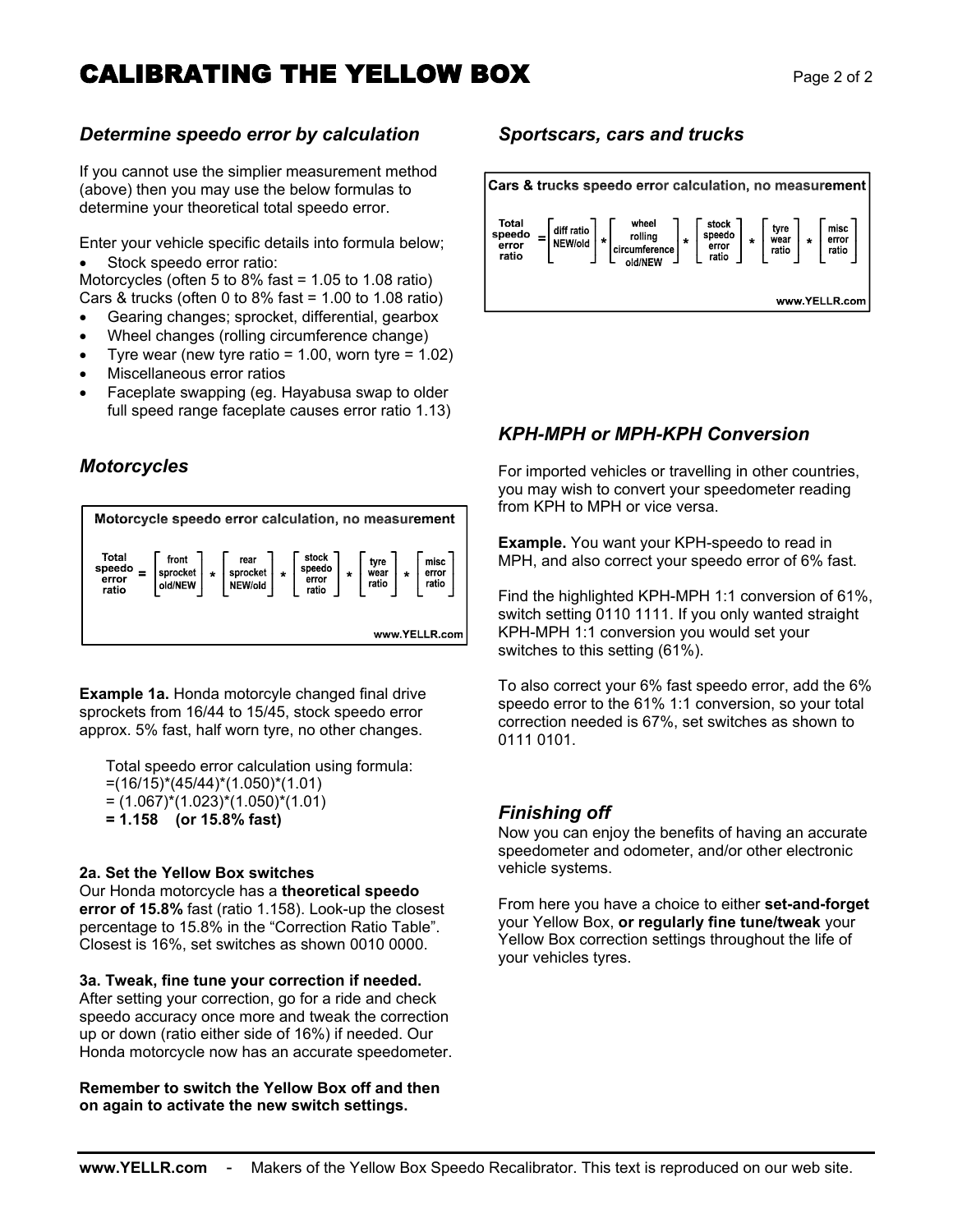# CALIBRATING THE YELLOW BOX

## *Determine speedo error by calculation*

If you cannot use the simplier measurement method (above) then you may use the below formulas to determine your theoretical total speedo error.

Enter your vehicle specific details into formula below;

- Stock speedo error ratio:

Motorcycles (often 5 to 8% fast = 1.05 to 1.08 ratio)
Cars & trucks (often 0 to 8% fast = 1.00 to 1.08 ratio)

- Gearing changes; sprocket, differential, gearbox
- Wheel changes (rolling circumference change)
- Tyre wear (new tyre ratio = 1.00, worn tyre = 1.02)
- Miscellaneous error ratios
- Faceplate swapping (eg. Hayabusa swap to older full speed range faceplate causes error ratio 1.13)

## *Motorcycles*

**Motorcycle speedo error calculation, no measurement**

$$\text{Total speedo error ratio} = \left[\text{front sprocket old/NEW}\right] * \left[\text{rear sprocket NEW/old}\right] * \left[\text{stock speedo error ratio}\right] * \left[\text{tyre wear ratio}\right] * \left[\text{misc error ratio}\right]$$

www.YELLR.com

**Example 1a.** Honda motorcyle changed final drive sprockets from 16/44 to 15/45, stock speedo error approx. 5% fast, half worn tyre, no other changes.

Total speedo error calculation using formula:
=(16/15)*(45/44)*(1.050)*(1.01)
= (1.067)*(1.023)*(1.050)*(1.01)
**= 1.158 (or 15.8% fast)**

**2a. Set the Yellow Box switches**
Our Honda motorcycle has a **theoretical speedo error of 15.8%** fast (ratio 1.158). Look-up the closest percentage to 15.8% in the "Correction Ratio Table". Closest is 16%, set switches as shown 0010 0000.

**3a. Tweak, fine tune your correction if needed.**
After setting your correction, go for a ride and check speedo accuracy once more and tweak the correction up or down (ratio either side of 16%) if needed. Our Honda motorcycle now has an accurate speedometer.

**Remember to switch the Yellow Box off and then on again to activate the new switch settings.**

## *Sportscars, cars and trucks*

**Cars & trucks speedo error calculation, no measurement**

$$\text{Total speedo error ratio} = \left[\text{diff ratio NEW/old}\right] * \left[\text{wheel rolling circumference old/NEW}\right] * \left[\text{stock speedo error ratio}\right] * \left[\text{tyre wear ratio}\right] * \left[\text{misc error ratio}\right]$$

www.YELLR.com

## *KPH-MPH or MPH-KPH Conversion*

For imported vehicles or travelling in other countries, you may wish to convert your speedometer reading from KPH to MPH or vice versa.

**Example.** You want your KPH-speedo to read in MPH, and also correct your speedo error of 6% fast.

Find the highlighted KPH-MPH 1:1 conversion of 61%, switch setting 0110 1111. If you only wanted straight KPH-MPH 1:1 conversion you would set your switches to this setting (61%).

To also correct your 6% fast speedo error, add the 6% speedo error to the 61% 1:1 conversion, so your total correction needed is 67%, set switches as shown to 0111 0101.

## *Finishing off*

Now you can enjoy the benefits of having an accurate speedometer and odometer, and/or other electronic vehicle systems.

From here you have a choice to either **set-and-forget** your Yellow Box, **or regularly fine tune/tweak** your Yellow Box correction settings throughout the life of your vehicles tyres.

**www.YELLR.com** - Makers of the Yellow Box Speedo Recalibrator. This text is reproduced on our web site.